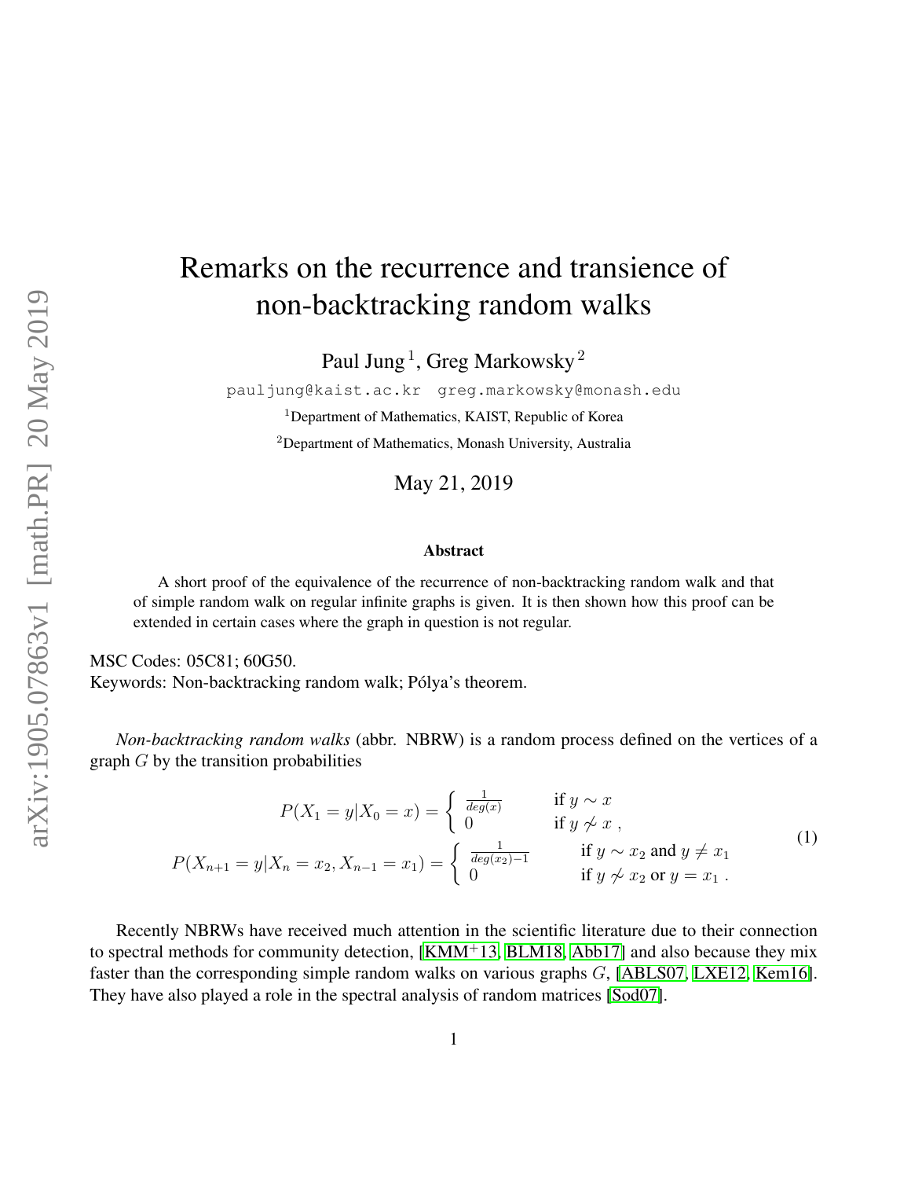# Remarks on the recurrence and transience of non-backtracking random walks

Paul Jung [1], Greg Markowsky [2]

pauljung@kaist.ac.kr greg.markowsky@monash.edu

[1] Department of Mathematics, KAIST, Republic of Korea

[2] Department of Mathematics, Monash University, Australia

May 21, 2019

### Abstract

A short proof of the equivalence of the recurrence of non-backtracking random walk and that of simple random walk on regular infinite graphs is given. It is then shown how this proof can be extended in certain cases where the graph in question is not regular.

MSC Codes: 05C81; 60G50.
Keywords: Non-backtracking random walk; Pólya's theorem.

*Non-backtracking random walks* (abbr. NBRW) is a random process defined on the vertices of a graph $G$ by the transition probabilities

$$
\begin{aligned}
P(X_1 = y | X_0 = x) &= \begin{cases} \frac{1}{deg(x)} & \text{if } y \sim x \\ 0 & \text{if } y \not\sim x \ , \end{cases} \\
P(X_{n+1} = y | X_n = x_2, X_{n-1} = x_1) &= \begin{cases} \frac{1}{deg(x_2)-1} & \text{if } y \sim x_2 \text{ and } y \neq x_1 \\ 0 & \text{if } y \not\sim x_2 \text{ or } y = x_1 \ . \end{cases}
\end{aligned}
\tag{1}
$$

Recently NBRWs have received much attention in the scientific literature due to their connection to spectral methods for community detection, [KMM+13, BLM18, Abb17] and also because they mix faster than the corresponding simple random walks on various graphs $G$, [ABLS07, LXE12, Kem16]. They have also played a role in the spectral analysis of random matrices [Sod07].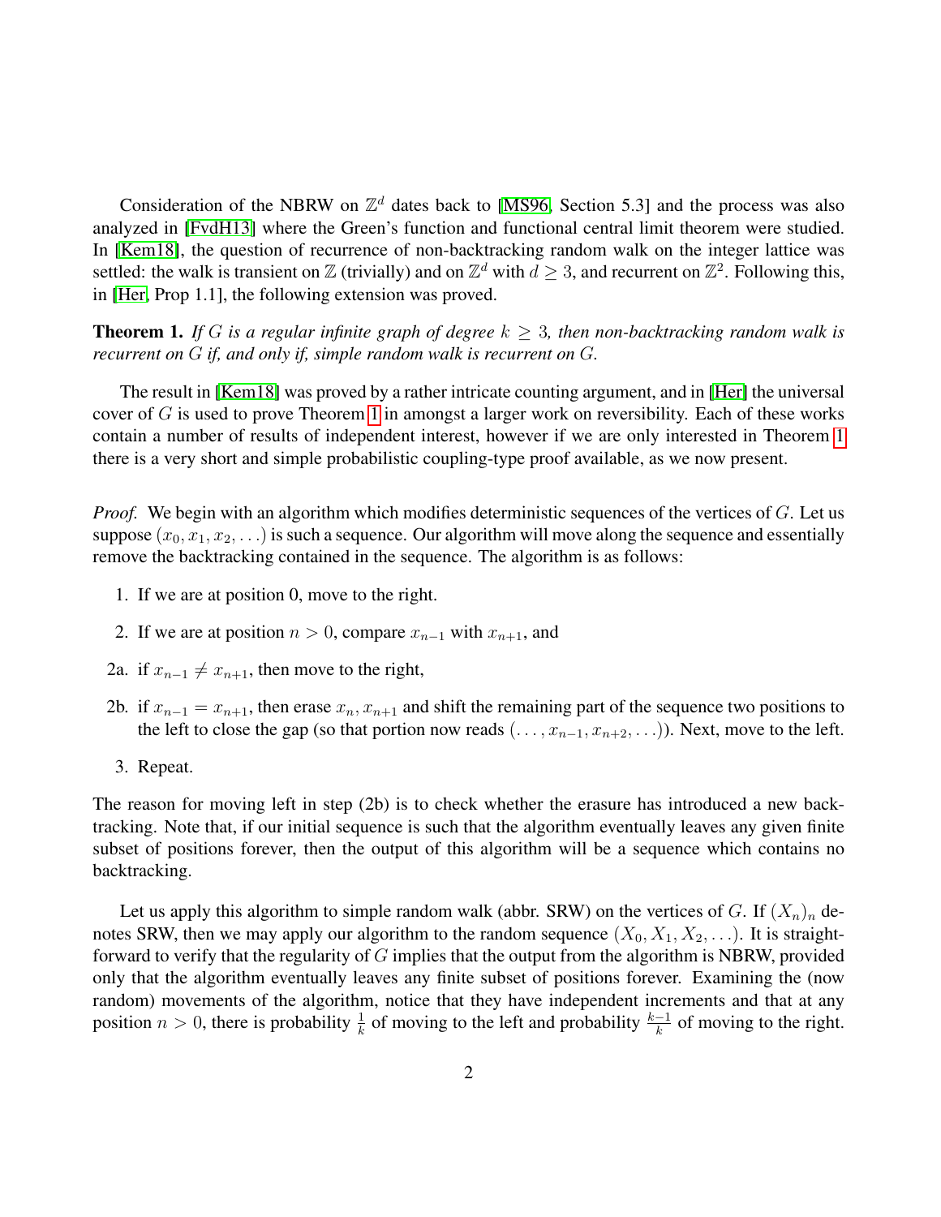Consideration of the NBRW on $\mathbb{Z}^d$ dates back to [MS96, Section 5.3] and the process was also analyzed in [FvdH13] where the Green's function and functional central limit theorem were studied. In [Kem18], the question of recurrence of non-backtracking random walk on the integer lattice was settled: the walk is transient on $\mathbb{Z}$ (trivially) and on $\mathbb{Z}^d$ with $d \geq 3$, and recurrent on $\mathbb{Z}^2$. Following this, in [Her, Prop 1.1], the following extension was proved.

**Theorem 1.** *If $G$ is a regular infinite graph of degree $k \geq 3$, then non-backtracking random walk is recurrent on $G$ if, and only if, simple random walk is recurrent on $G$.*

The result in [Kem18] was proved by a rather intricate counting argument, and in [Her] the universal cover of $G$ is used to prove Theorem 1 in amongst a larger work on reversibility. Each of these works contain a number of results of independent interest, however if we are only interested in Theorem 1 there is a very short and simple probabilistic coupling-type proof available, as we now present.

*Proof.* We begin with an algorithm which modifies deterministic sequences of the vertices of $G$. Let us suppose $(x_0, x_1, x_2, \ldots)$ is such a sequence. Our algorithm will move along the sequence and essentially remove the backtracking contained in the sequence. The algorithm is as follows:

1. If we are at position 0, move to the right.
2. If we are at position $n > 0$, compare $x_{n-1}$ with $x_{n+1}$, and

2a. if $x_{n-1} \neq x_{n+1}$, then move to the right,

2b. if $x_{n-1} = x_{n+1}$, then erase $x_n, x_{n+1}$ and shift the remaining part of the sequence two positions to the left to close the gap (so that portion now reads $(\ldots, x_{n-1}, x_{n+2}, \ldots)$). Next, move to the left.

3. Repeat.

The reason for moving left in step (2b) is to check whether the erasure has introduced a new backtracking. Note that, if our initial sequence is such that the algorithm eventually leaves any given finite subset of positions forever, then the output of this algorithm will be a sequence which contains no backtracking.

Let us apply this algorithm to simple random walk (abbr. SRW) on the vertices of $G$. If $(X_n)_n$ denotes SRW, then we may apply our algorithm to the random sequence $(X_0, X_1, X_2, \ldots)$. It is straightforward to verify that the regularity of $G$ implies that the output from the algorithm is NBRW, provided only that the algorithm eventually leaves any finite subset of positions forever. Examining the (now random) movements of the algorithm, notice that they have independent increments and that at any position $n > 0$, there is probability $\frac{1}{k}$ of moving to the left and probability $\frac{k-1}{k}$ of moving to the right.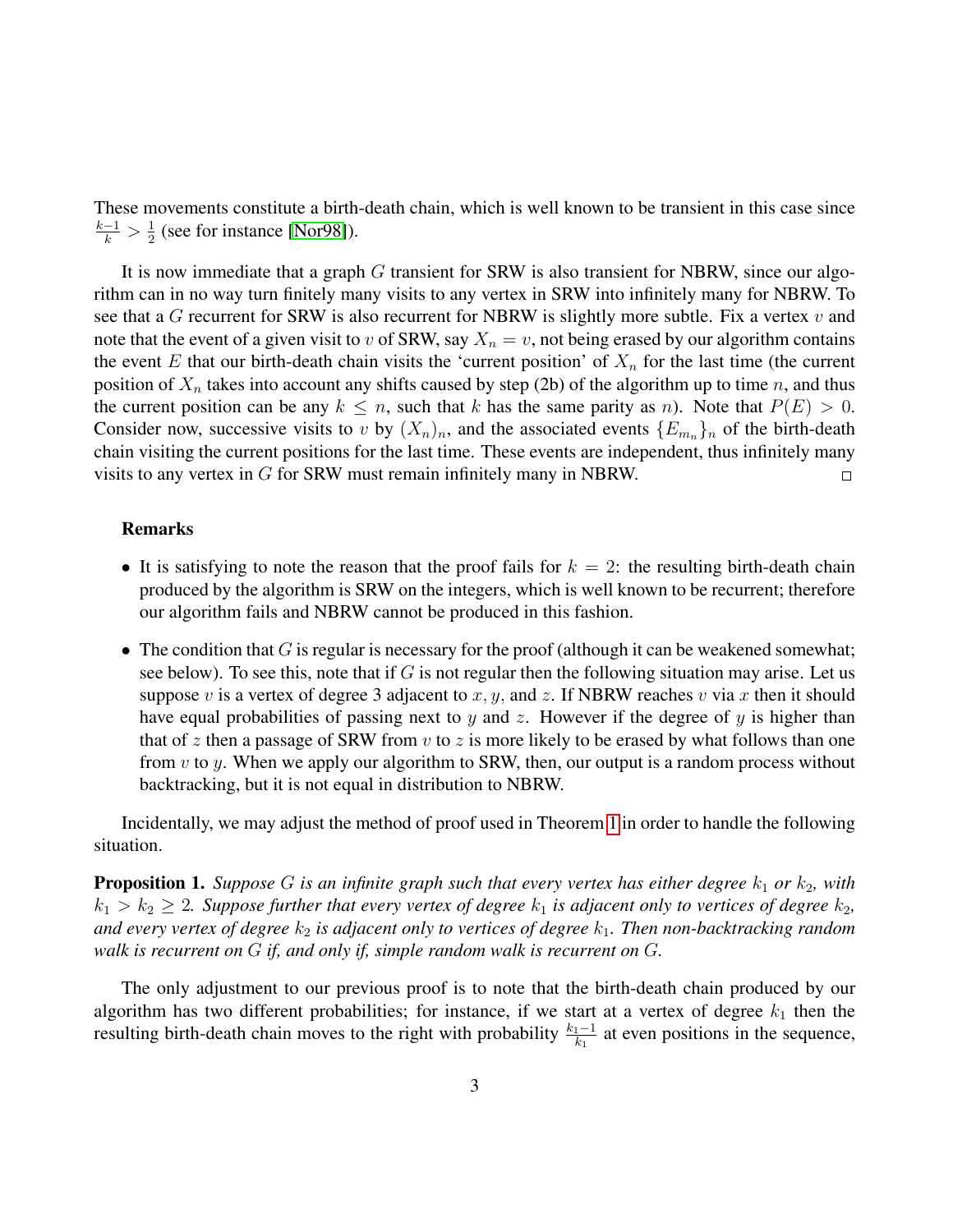These movements constitute a birth-death chain, which is well known to be transient in this case since $\frac{k-1}{k} > \frac{1}{2}$ (see for instance [Nor98]).

It is now immediate that a graph $G$ transient for SRW is also transient for NBRW, since our algorithm can in no way turn finitely many visits to any vertex in SRW into infinitely many for NBRW. To see that a $G$ recurrent for SRW is also recurrent for NBRW is slightly more subtle. Fix a vertex $v$ and note that the event of a given visit to $v$ of SRW, say $X_n = v$, not being erased by our algorithm contains the event $E$ that our birth-death chain visits the 'current position' of $X_n$ for the last time (the current position of $X_n$ takes into account any shifts caused by step (2b) of the algorithm up to time $n$, and thus the current position can be any $k \leq n$, such that $k$ has the same parity as $n$). Note that $P(E) > 0$. Consider now, successive visits to $v$ by $(X_n)_n$, and the associated events $\{E_{m_n}\}_n$ of the birth-death chain visiting the current positions for the last time. These events are independent, thus infinitely many visits to any vertex in $G$ for SRW must remain infinitely many in NBRW. □

### Remarks

- It is satisfying to note the reason that the proof fails for $k = 2$: the resulting birth-death chain produced by the algorithm is SRW on the integers, which is well known to be recurrent; therefore our algorithm fails and NBRW cannot be produced in this fashion.
- The condition that $G$ is regular is necessary for the proof (although it can be weakened somewhat; see below). To see this, note that if $G$ is not regular then the following situation may arise. Let us suppose $v$ is a vertex of degree 3 adjacent to $x, y,$ and $z$. If NBRW reaches $v$ via $x$ then it should have equal probabilities of passing next to $y$ and $z$. However if the degree of $y$ is higher than that of $z$ then a passage of SRW from $v$ to $z$ is more likely to be erased by what follows than one from $v$ to $y$. When we apply our algorithm to SRW, then, our output is a random process without backtracking, but it is not equal in distribution to NBRW.

Incidentally, we may adjust the method of proof used in Theorem 1 in order to handle the following situation.

**Proposition 1.** *Suppose $G$ is an infinite graph such that every vertex has either degree $k_1$ or $k_2$, with $k_1 > k_2 \geq 2$. Suppose further that every vertex of degree $k_1$ is adjacent only to vertices of degree $k_2$, and every vertex of degree $k_2$ is adjacent only to vertices of degree $k_1$. Then non-backtracking random walk is recurrent on $G$ if, and only if, simple random walk is recurrent on $G$.*

The only adjustment to our previous proof is to note that the birth-death chain produced by our algorithm has two different probabilities; for instance, if we start at a vertex of degree $k_1$ then the resulting birth-death chain moves to the right with probability $\frac{k_1-1}{k_1}$ at even positions in the sequence,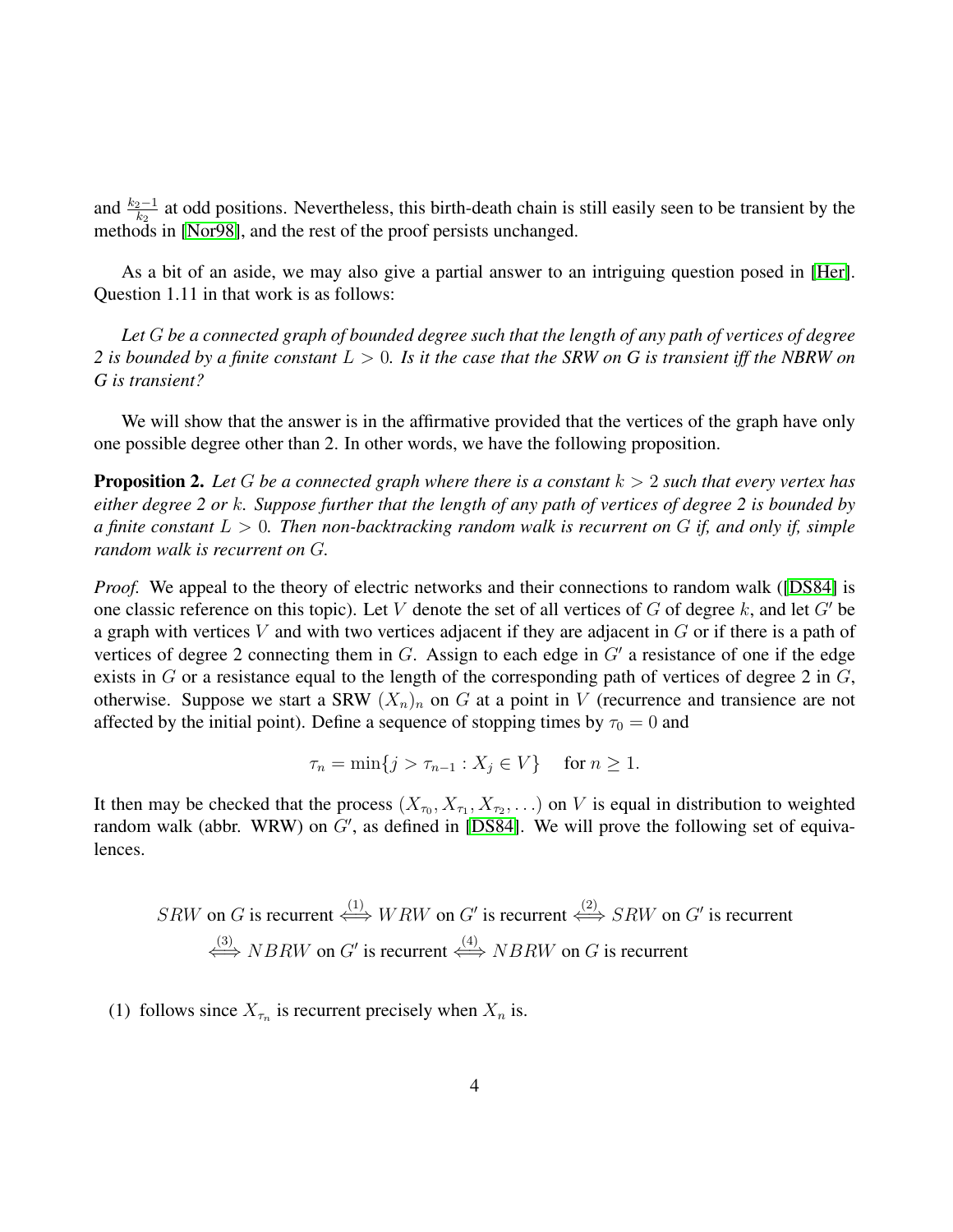and $\frac{k_2-1}{k_2}$ at odd positions. Nevertheless, this birth-death chain is still easily seen to be transient by the methods in [Nor98], and the rest of the proof persists unchanged.

As a bit of an aside, we may also give a partial answer to an intriguing question posed in [Her]. Question 1.11 in that work is as follows:

*Let $G$ be a connected graph of bounded degree such that the length of any path of vertices of degree 2 is bounded by a finite constant $L > 0$. Is it the case that the SRW on G is transient iff the NBRW on G is transient?*

We will show that the answer is in the affirmative provided that the vertices of the graph have only one possible degree other than 2. In other words, we have the following proposition.

**Proposition 2.** *Let $G$ be a connected graph where there is a constant $k > 2$ such that every vertex has either degree 2 or $k$. Suppose further that the length of any path of vertices of degree 2 is bounded by a finite constant $L > 0$. Then non-backtracking random walk is recurrent on $G$ if, and only if, simple random walk is recurrent on $G$.*

*Proof.* We appeal to the theory of electric networks and their connections to random walk ([DS84] is one classic reference on this topic). Let $V$ denote the set of all vertices of $G$ of degree $k$, and let $G'$ be a graph with vertices $V$ and with two vertices adjacent if they are adjacent in $G$ or if there is a path of vertices of degree 2 connecting them in $G$. Assign to each edge in $G'$ a resistance of one if the edge exists in $G$ or a resistance equal to the length of the corresponding path of vertices of degree 2 in $G$, otherwise. Suppose we start a SRW $(X_n)_n$ on $G$ at a point in $V$ (recurrence and transience are not affected by the initial point). Define a sequence of stopping times by $\tau_0 = 0$ and

$$\tau_n = \min\{j > \tau_{n-1} : X_j \in V\} \quad \text{for } n \geq 1.$$

It then may be checked that the process $(X_{\tau_0}, X_{\tau_1}, X_{\tau_2}, \ldots)$ on $V$ is equal in distribution to weighted random walk (abbr. WRW) on $G'$, as defined in [DS84]. We will prove the following set of equivalences.

$$SRW \text{ on } G \text{ is recurrent} \overset{(1)}{\iff} WRW \text{ on } G' \text{ is recurrent} \overset{(2)}{\iff} SRW \text{ on } G' \text{ is recurrent}$$
$$\overset{(3)}{\iff} NBRW \text{ on } G' \text{ is recurrent} \overset{(4)}{\iff} NBRW \text{ on } G \text{ is recurrent}$$

(1) follows since $X_{\tau_n}$ is recurrent precisely when $X_n$ is.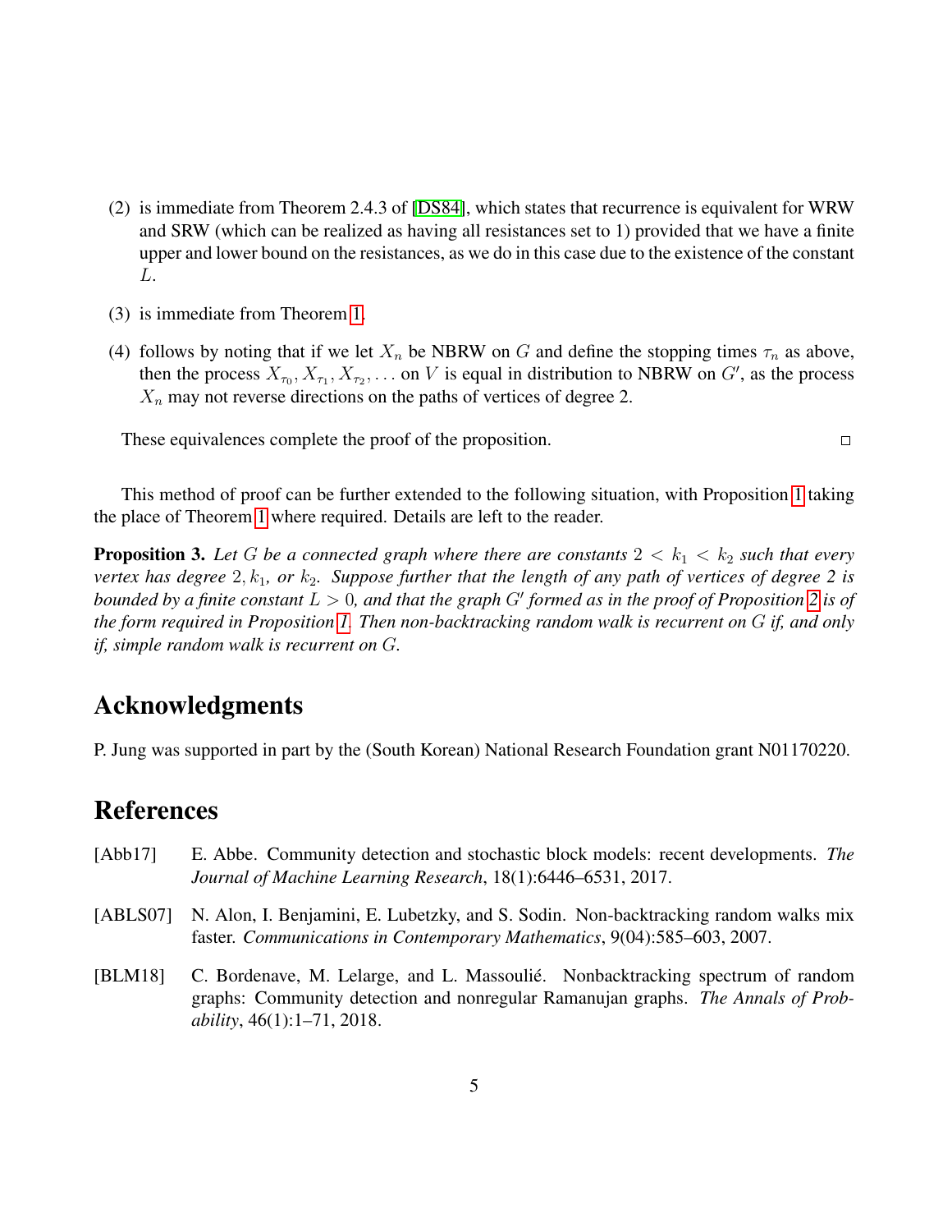(2) is immediate from Theorem 2.4.3 of [DS84], which states that recurrence is equivalent for WRW and SRW (which can be realized as having all resistances set to 1) provided that we have a finite upper and lower bound on the resistances, as we do in this case due to the existence of the constant $L$.

(3) is immediate from Theorem 1.

(4) follows by noting that if we let $X_n$ be NBRW on $G$ and define the stopping times $\tau_n$ as above, then the process $X_{\tau_0}, X_{\tau_1}, X_{\tau_2}, \ldots$ on $V$ is equal in distribution to NBRW on $G'$, as the process $X_n$ may not reverse directions on the paths of vertices of degree 2.

These equivalences complete the proof of the proposition. □

This method of proof can be further extended to the following situation, with Proposition 1 taking the place of Theorem 1 where required. Details are left to the reader.

**Proposition 3.** *Let $G$ be a connected graph where there are constants $2 < k_1 < k_2$ such that every vertex has degree $2, k_1$, or $k_2$. Suppose further that the length of any path of vertices of degree 2 is bounded by a finite constant $L > 0$, and that the graph $G'$ formed as in the proof of Proposition 2 is of the form required in Proposition 1. Then non-backtracking random walk is recurrent on $G$ if, and only if, simple random walk is recurrent on $G$.*

## Acknowledgments

P. Jung was supported in part by the (South Korean) National Research Foundation grant N01170220.

## References

[Abb17] E. Abbe. Community detection and stochastic block models: recent developments. *The Journal of Machine Learning Research*, 18(1):6446–6531, 2017.

[ABLS07] N. Alon, I. Benjamini, E. Lubetzky, and S. Sodin. Non-backtracking random walks mix faster. *Communications in Contemporary Mathematics*, 9(04):585–603, 2007.

[BLM18] C. Bordenave, M. Lelarge, and L. Massoulié. Nonbacktracking spectrum of random graphs: Community detection and nonregular Ramanujan graphs. *The Annals of Probability*, 46(1):1–71, 2018.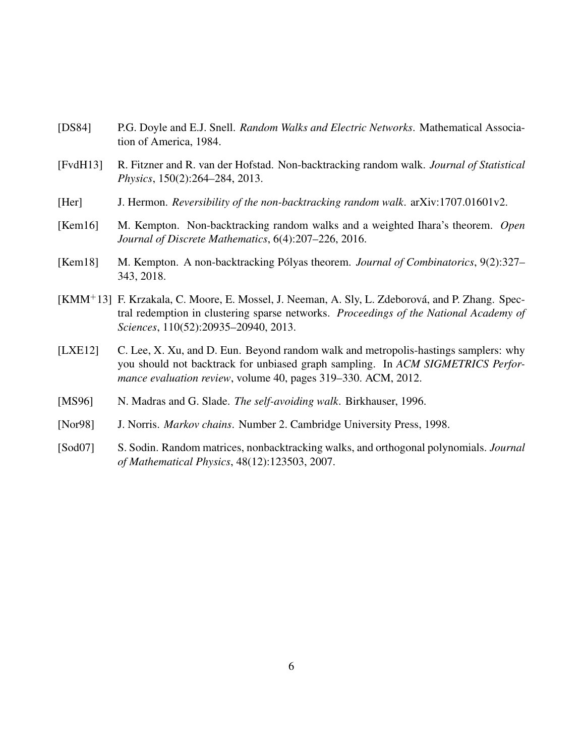[DS84] P.G. Doyle and E.J. Snell. *Random Walks and Electric Networks*. Mathematical Association of America, 1984.

[FvdH13] R. Fitzner and R. van der Hofstad. Non-backtracking random walk. *Journal of Statistical Physics*, 150(2):264–284, 2013.

[Her] J. Hermon. *Reversibility of the non-backtracking random walk*. arXiv:1707.01601v2.

[Kem16] M. Kempton. Non-backtracking random walks and a weighted Ihara's theorem. *Open Journal of Discrete Mathematics*, 6(4):207–226, 2016.

[Kem18] M. Kempton. A non-backtracking Pólyas theorem. *Journal of Combinatorics*, 9(2):327–343, 2018.

[KMM+13] F. Krzakala, C. Moore, E. Mossel, J. Neeman, A. Sly, L. Zdeborová, and P. Zhang. Spectral redemption in clustering sparse networks. *Proceedings of the National Academy of Sciences*, 110(52):20935–20940, 2013.

[LXE12] C. Lee, X. Xu, and D. Eun. Beyond random walk and metropolis-hastings samplers: why you should not backtrack for unbiased graph sampling. In *ACM SIGMETRICS Performance evaluation review*, volume 40, pages 319–330. ACM, 2012.

[MS96] N. Madras and G. Slade. *The self-avoiding walk*. Birkhauser, 1996.

[Nor98] J. Norris. *Markov chains*. Number 2. Cambridge University Press, 1998.

[Sod07] S. Sodin. Random matrices, nonbacktracking walks, and orthogonal polynomials. *Journal of Mathematical Physics*, 48(12):123503, 2007.